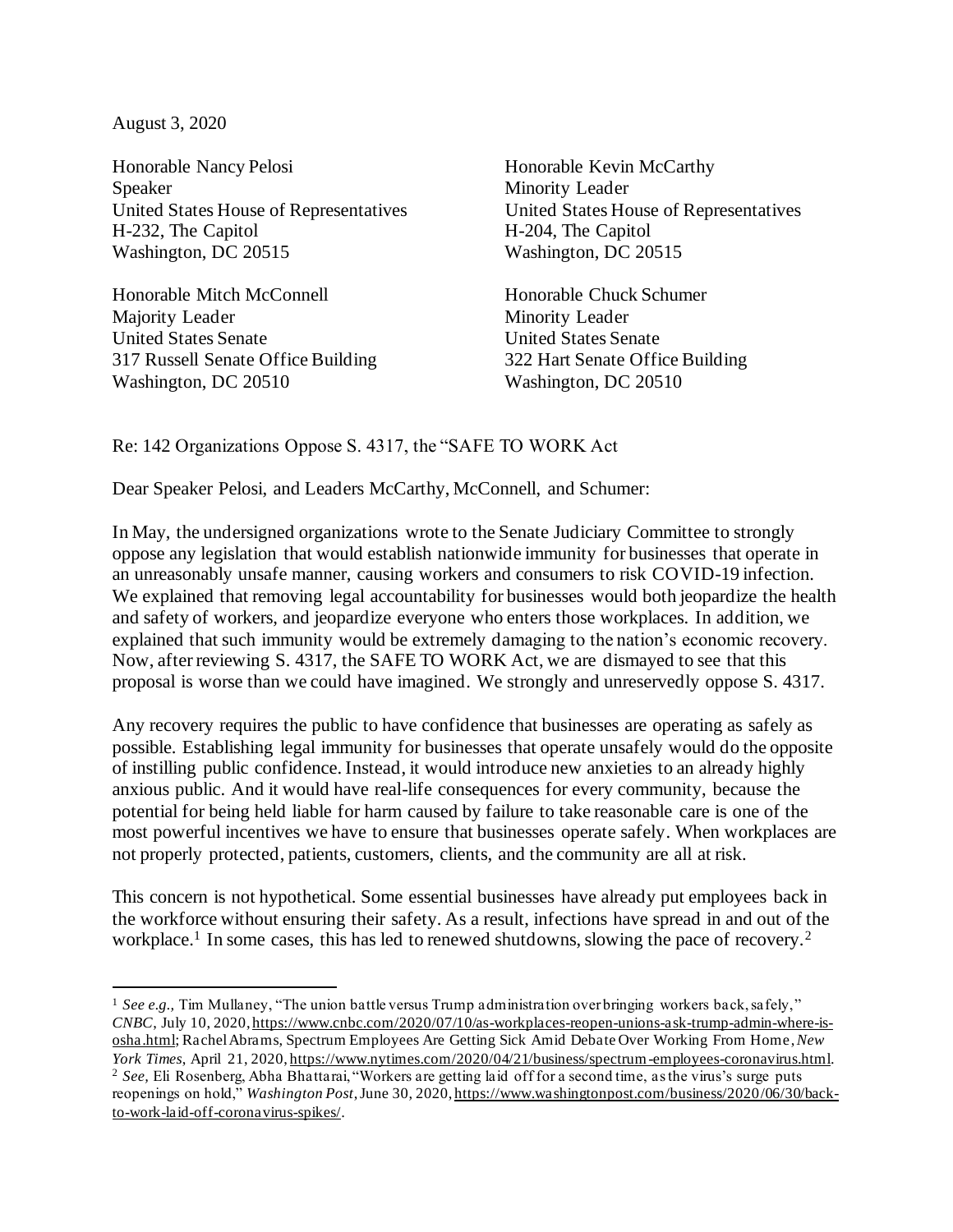August 3, 2020

Honorable Nancy Pelosi
Speaker
United States House of Representatives
H-232, The Capitol
Washington, DC 20515

Honorable Kevin McCarthy
Minority Leader
United States House of Representatives
H-204, The Capitol
Washington, DC 20515

Honorable Mitch McConnell
Majority Leader
United States Senate
317 Russell Senate Office Building
Washington, DC 20510

Honorable Chuck Schumer
Minority Leader
United States Senate
322 Hart Senate Office Building
Washington, DC 20510

Re: 142 Organizations Oppose S. 4317, the "SAFE TO WORK Act

Dear Speaker Pelosi, and Leaders McCarthy, McConnell, and Schumer:

In May, the undersigned organizations wrote to the Senate Judiciary Committee to strongly oppose any legislation that would establish nationwide immunity for businesses that operate in an unreasonably unsafe manner, causing workers and consumers to risk COVID-19 infection. We explained that removing legal accountability for businesses would both jeopardize the health and safety of workers, and jeopardize everyone who enters those workplaces. In addition, we explained that such immunity would be extremely damaging to the nation's economic recovery. Now, after reviewing S. 4317, the SAFE TO WORK Act, we are dismayed to see that this proposal is worse than we could have imagined. We strongly and unreservedly oppose S. 4317.

Any recovery requires the public to have confidence that businesses are operating as safely as possible. Establishing legal immunity for businesses that operate unsafely would do the opposite of instilling public confidence. Instead, it would introduce new anxieties to an already highly anxious public. And it would have real-life consequences for every community, because the potential for being held liable for harm caused by failure to take reasonable care is one of the most powerful incentives we have to ensure that businesses operate safely. When workplaces are not properly protected, patients, customers, clients, and the community are all at risk.

This concern is not hypothetical. Some essential businesses have already put employees back in the workforce without ensuring their safety. As a result, infections have spread in and out of the workplace.[1] In some cases, this has led to renewed shutdowns, slowing the pace of recovery.[2]

---

[1] *See e.g.*, Tim Mullaney, "The union battle versus Trump administration over bringing workers back, safely," *CNBC*, July 10, 2020, https://www.cnbc.com/2020/07/10/as-workplaces-reopen-unions-ask-trump-admin-where-is-osha.html; Rachel Abrams, Spectrum Employees Are Getting Sick Amid Debate Over Working From Home, *New York Times*, April 21, 2020, https://www.nytimes.com/2020/04/21/business/spectrum-employees-coronavirus.html.

[2] *See*, Eli Rosenberg, Abha Bhattarai, "Workers are getting laid off for a second time, as the virus's surge puts reopenings on hold," *Washington Post*, June 30, 2020, https://www.washingtonpost.com/business/2020/06/30/back-to-work-laid-off-coronavirus-spikes/.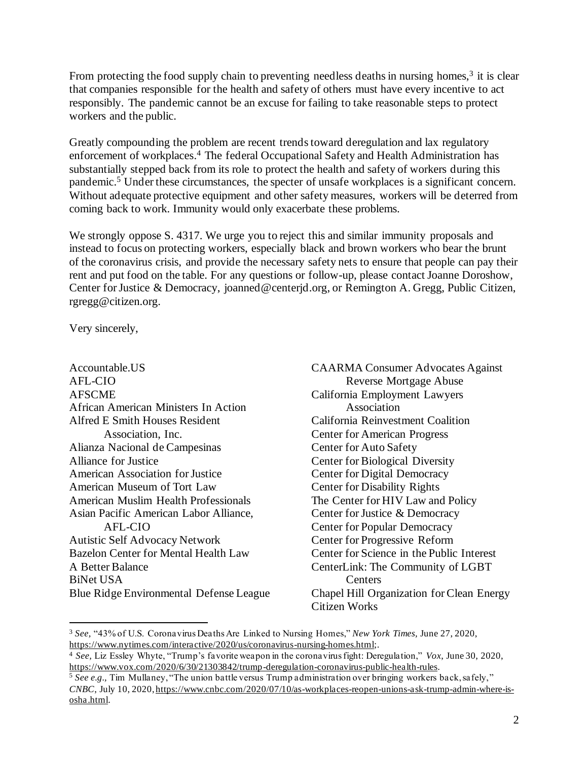From protecting the food supply chain to preventing needless deaths in nursing homes,[3] it is clear that companies responsible for the health and safety of others must have every incentive to act responsibly. The pandemic cannot be an excuse for failing to take reasonable steps to protect workers and the public.

Greatly compounding the problem are recent trends toward deregulation and lax regulatory enforcement of workplaces.[4] The federal Occupational Safety and Health Administration has substantially stepped back from its role to protect the health and safety of workers during this pandemic.[5] Under these circumstances, the specter of unsafe workplaces is a significant concern. Without adequate protective equipment and other safety measures, workers will be deterred from coming back to work. Immunity would only exacerbate these problems.

We strongly oppose S. 4317. We urge you to reject this and similar immunity proposals and instead to focus on protecting workers, especially black and brown workers who bear the brunt of the coronavirus crisis, and provide the necessary safety nets to ensure that people can pay their rent and put food on the table. For any questions or follow-up, please contact Joanne Doroshow, Center for Justice & Democracy, joanned@centerjd.org, or Remington A. Gregg, Public Citizen, rgregg@citizen.org.

Very sincerely,

Accountable.US
AFL-CIO
AFSCME
African American Ministers In Action
Alfred E Smith Houses Resident Association, Inc.
Alianza Nacional de Campesinas
Alliance for Justice
American Association for Justice
American Museum of Tort Law
American Muslim Health Professionals
Asian Pacific American Labor Alliance, AFL-CIO
Autistic Self Advocacy Network
Bazelon Center for Mental Health Law
A Better Balance
BiNet USA
Blue Ridge Environmental Defense League
CAARMA Consumer Advocates Against Reverse Mortgage Abuse
California Employment Lawyers Association
California Reinvestment Coalition
Center for American Progress
Center for Auto Safety
Center for Biological Diversity
Center for Digital Democracy
Center for Disability Rights
The Center for HIV Law and Policy
Center for Justice & Democracy
Center for Popular Democracy
Center for Progressive Reform
Center for Science in the Public Interest
CenterLink: The Community of LGBT Centers
Chapel Hill Organization for Clean Energy
Citizen Works

[3] *See,* "43% of U.S. Coronavirus Deaths Are Linked to Nursing Homes," *New York Times,* June 27, 2020, https://www.nytimes.com/interactive/2020/us/coronavirus-nursing-homes.html;.

[4] *See,* Liz Essley Whyte, "Trump's favorite weapon in the coronavirus fight: Deregulation," *Vox,* June 30, 2020, https://www.vox.com/2020/6/30/21303842/trump-deregulation-coronavirus-public-health-rules.

[5] *See e.g.,* Tim Mullaney, "The union battle versus Trump administration over bringing workers back, safely," *CNBC,* July 10, 2020, https://www.cnbc.com/2020/07/10/as-workplaces-reopen-unions-ask-trump-admin-where-is-osha.html.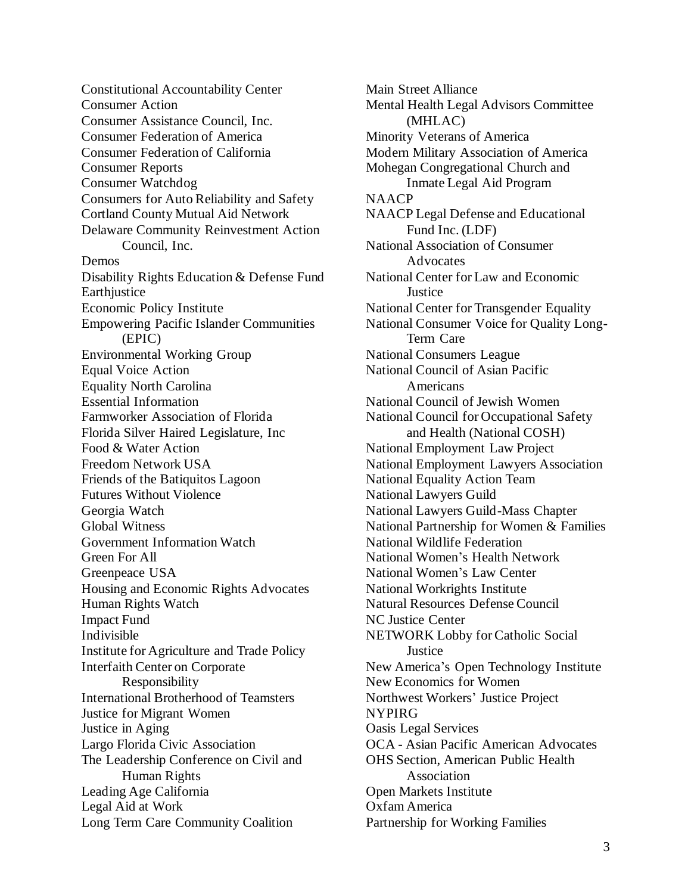Constitutional Accountability Center
Consumer Action
Consumer Assistance Council, Inc.
Consumer Federation of America
Consumer Federation of California
Consumer Reports
Consumer Watchdog
Consumers for Auto Reliability and Safety
Cortland County Mutual Aid Network
Delaware Community Reinvestment Action Council, Inc.
Demos
Disability Rights Education & Defense Fund
Earthjustice
Economic Policy Institute
Empowering Pacific Islander Communities (EPIC)
Environmental Working Group
Equal Voice Action
Equality North Carolina
Essential Information
Farmworker Association of Florida
Florida Silver Haired Legislature, Inc
Food & Water Action
Freedom Network USA
Friends of the Batiquitos Lagoon
Futures Without Violence
Georgia Watch
Global Witness
Government Information Watch
Green For All
Greenpeace USA
Housing and Economic Rights Advocates
Human Rights Watch
Impact Fund
Indivisible
Institute for Agriculture and Trade Policy
Interfaith Center on Corporate Responsibility
International Brotherhood of Teamsters
Justice for Migrant Women
Justice in Aging
Largo Florida Civic Association
The Leadership Conference on Civil and Human Rights
Leading Age California
Legal Aid at Work
Long Term Care Community Coalition
Main Street Alliance
Mental Health Legal Advisors Committee (MHLAC)
Minority Veterans of America
Modern Military Association of America
Mohegan Congregational Church and Inmate Legal Aid Program
NAACP
NAACP Legal Defense and Educational Fund Inc. (LDF)
National Association of Consumer Advocates
National Center for Law and Economic Justice
National Center for Transgender Equality
National Consumer Voice for Quality Long-Term Care
National Consumers League
National Council of Asian Pacific Americans
National Council of Jewish Women
National Council for Occupational Safety and Health (National COSH)
National Employment Law Project
National Employment Lawyers Association
National Equality Action Team
National Lawyers Guild
National Lawyers Guild-Mass Chapter
National Partnership for Women & Families
National Wildlife Federation
National Women's Health Network
National Women's Law Center
National Workrights Institute
Natural Resources Defense Council
NC Justice Center
NETWORK Lobby for Catholic Social Justice
New America's Open Technology Institute
New Economics for Women
Northwest Workers' Justice Project
NYPIRG
Oasis Legal Services
OCA - Asian Pacific American Advocates
OHS Section, American Public Health Association
Open Markets Institute
Oxfam America
Partnership for Working Families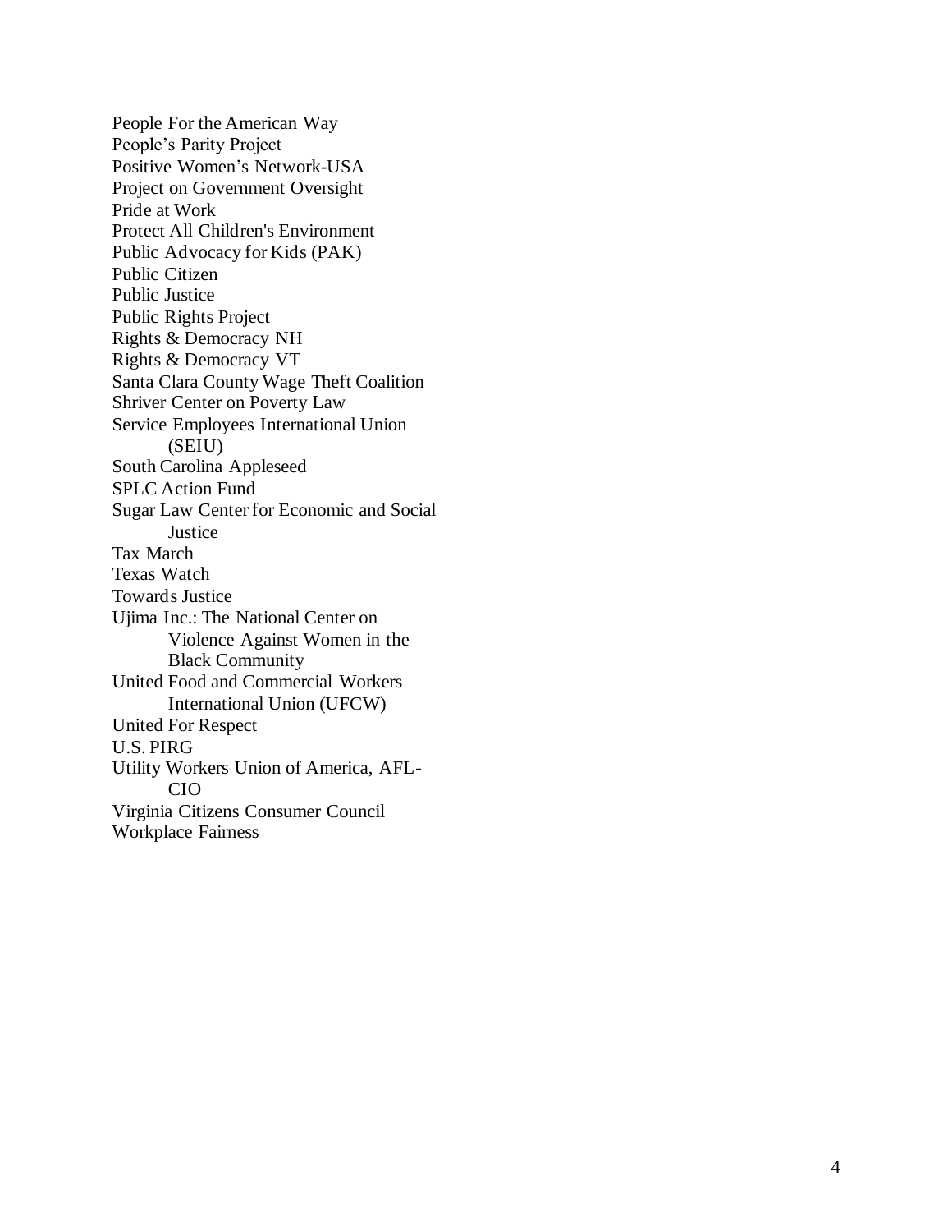People For the American Way
People's Parity Project
Positive Women's Network-USA
Project on Government Oversight
Pride at Work
Protect All Children's Environment
Public Advocacy for Kids (PAK)
Public Citizen
Public Justice
Public Rights Project
Rights & Democracy NH
Rights & Democracy VT
Santa Clara County Wage Theft Coalition
Shriver Center on Poverty Law
Service Employees International Union (SEIU)
South Carolina Appleseed
SPLC Action Fund
Sugar Law Center for Economic and Social Justice
Tax March
Texas Watch
Towards Justice
Ujima Inc.: The National Center on Violence Against Women in the Black Community
United Food and Commercial Workers International Union (UFCW)
United For Respect
U.S. PIRG
Utility Workers Union of America, AFL-CIO
Virginia Citizens Consumer Council
Workplace Fairness